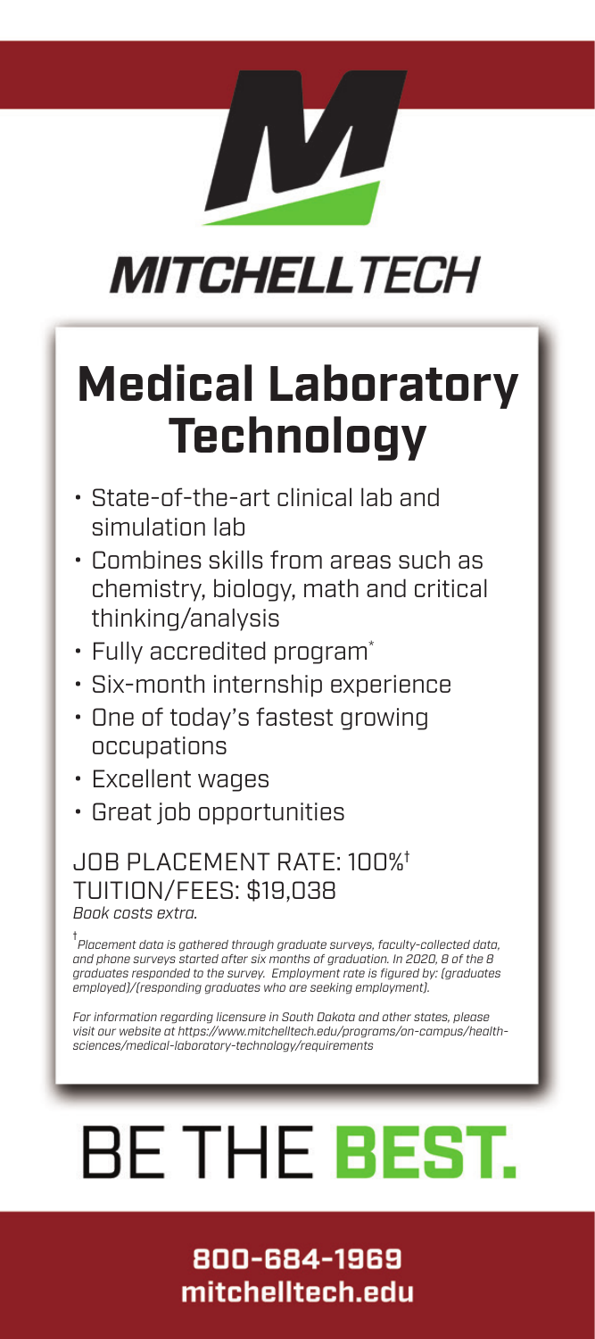MITCHELLTECH

# Medical Laboratory Technology

- State-of-the-art clinical lab and simulation lab
- Combines skills from areas such as chemistry, biology, math and critical thinking/analysis
- Fully accredited program*
- Six-month internship experience
- One of today's fastest growing occupations
- Excellent wages
- Great job opportunities

JOB PLACEMENT RATE: 100%†
TUITION/FEES: $19,038
*Book costs extra.*

*† Placement data is gathered through graduate surveys, faculty-collected data, and phone surveys started after six months of graduation. In 2020, 8 of the 8 graduates responded to the survey. Employment rate is figured by: (graduates employed)/(responding graduates who are seeking employment).*

*For information regarding licensure in South Dakota and other states, please visit our website at https://www.mitchelltech.edu/programs/on-campus/health-sciences/medical-laboratory-technology/requirements*

# BE THE **BEST.**

**800-684-1969**
**mitchelltech.edu**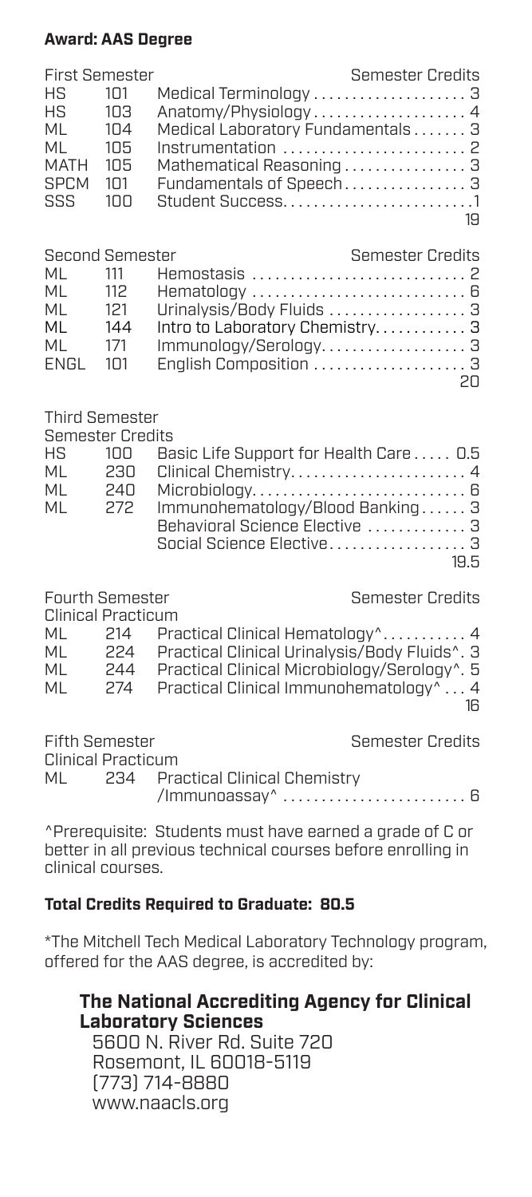**Award: AAS Degree**

| First Semester | | | Semester Credits |
|---|---|---|---|
| HS | 101 | Medical Terminology | 3 |
| HS | 103 | Anatomy/Physiology | 4 |
| ML | 104 | Medical Laboratory Fundamentals | 3 |
| ML | 105 | Instrumentation | 2 |
| MATH | 105 | Mathematical Reasoning | 3 |
| SPCM | 101 | Fundamentals of Speech | 3 |
| SSS | 100 | Student Success | 1 |
| | | | 19 |

| Second Semester | | | Semester Credits |
|---|---|---|---|
| ML | 111 | Hemostasis | 2 |
| ML | 112 | Hematology | 6 |
| ML | 121 | Urinalysis/Body Fluids | 3 |
| ML | 144 | Intro to Laboratory Chemistry | 3 |
| ML | 171 | Immunology/Serology | 3 |
| ENGL | 101 | English Composition | 3 |
| | | | 20 |

| Third Semester | | | Semester Credits |
|---|---|---|---|
| HS | 100 | Basic Life Support for Health Care | 0.5 |
| ML | 230 | Clinical Chemistry | 4 |
| ML | 240 | Microbiology | 6 |
| ML | 272 | Immunohematology/Blood Banking | 3 |
| | | Behavioral Science Elective | 3 |
| | | Social Science Elective | 3 |
| | | | 19.5 |

| Fourth Semester Clinical Practicum | | | Semester Credits |
|---|---|---|---|
| ML | 214 | Practical Clinical Hematology^ | 4 |
| ML | 224 | Practical Clinical Urinalysis/Body Fluids^ | 3 |
| ML | 244 | Practical Clinical Microbiology/Serology^ | 5 |
| ML | 274 | Practical Clinical Immunohematology^ | 4 |
| | | | 16 |

| Fifth Semester Clinical Practicum | | | Semester Credits |
|---|---|---|---|
| ML | 234 | Practical Clinical Chemistry /Immunoassay^ | 6 |

^Prerequisite: Students must have earned a grade of C or better in all previous technical courses before enrolling in clinical courses.

**Total Credits Required to Graduate: 80.5**

*The Mitchell Tech Medical Laboratory Technology program, offered for the AAS degree, is accredited by:

**The National Accrediting Agency for Clinical Laboratory Sciences**
5600 N. River Rd. Suite 720
Rosemont, IL 60018-5119
(773) 714-8880
www.naacls.org